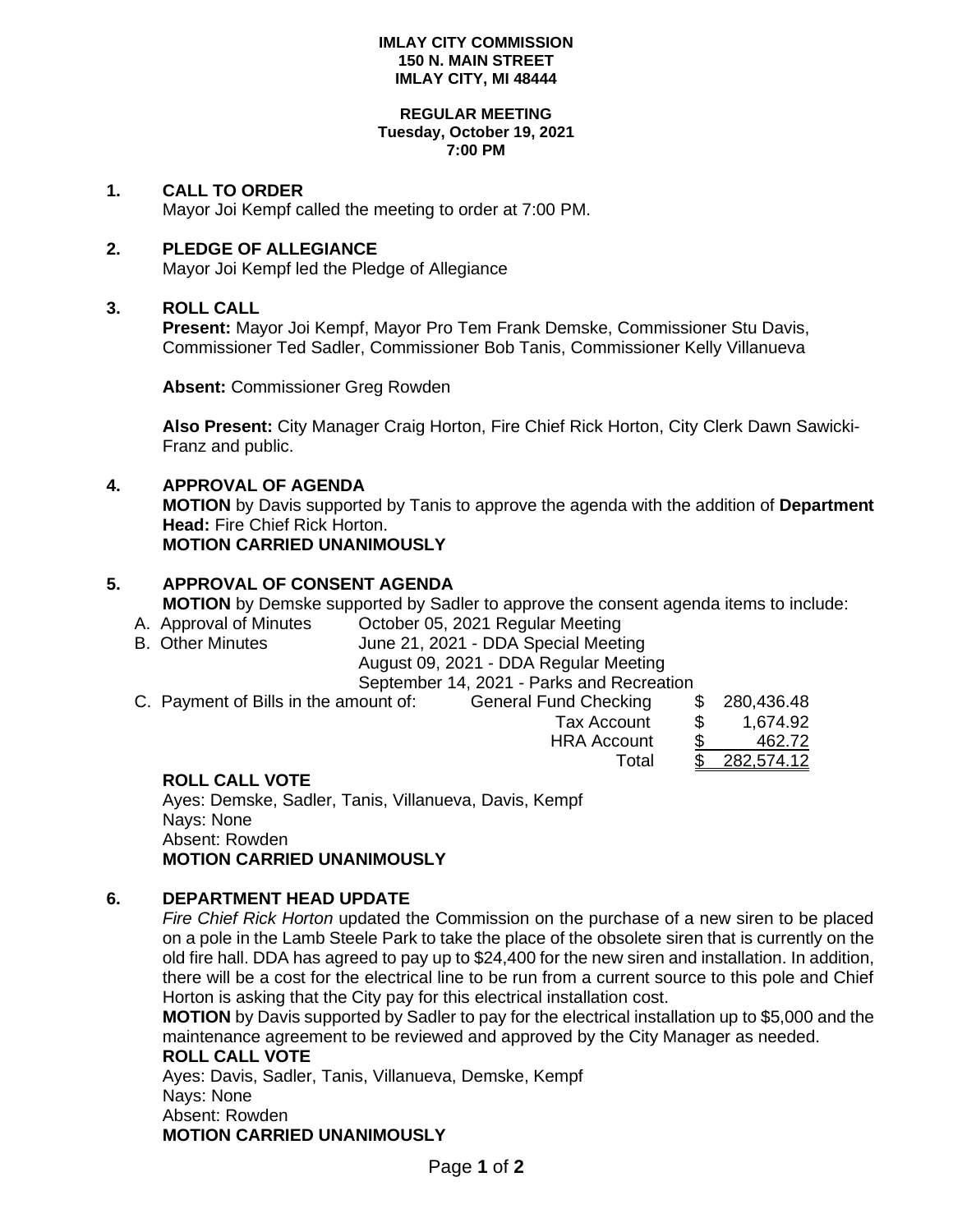**IMLAY CITY COMMISSION**
**150 N. MAIN STREET**
**IMLAY CITY, MI 48444**

**REGULAR MEETING**
**Tuesday, October 19, 2021**
**7:00 PM**

## 1. CALL TO ORDER

Mayor Joi Kempf called the meeting to order at 7:00 PM.

## 2. PLEDGE OF ALLEGIANCE

Mayor Joi Kempf led the Pledge of Allegiance

## 3. ROLL CALL

**Present:** Mayor Joi Kempf, Mayor Pro Tem Frank Demske, Commissioner Stu Davis, Commissioner Ted Sadler, Commissioner Bob Tanis, Commissioner Kelly Villanueva

**Absent:** Commissioner Greg Rowden

**Also Present:** City Manager Craig Horton, Fire Chief Rick Horton, City Clerk Dawn Sawicki-Franz and public.

## 4. APPROVAL OF AGENDA

**MOTION** by Davis supported by Tanis to approve the agenda with the addition of **Department Head:** Fire Chief Rick Horton.
**MOTION CARRIED UNANIMOUSLY**

## 5. APPROVAL OF CONSENT AGENDA

**MOTION** by Demske supported by Sadler to approve the consent agenda items to include:

A. Approval of Minutes — October 05, 2021 Regular Meeting

B. Other Minutes — June 21, 2021 - DDA Special Meeting; August 09, 2021 - DDA Regular Meeting; September 14, 2021 - Parks and Recreation

C. Payment of Bills in the amount of:

| | | |
|---|---|---|
| General Fund Checking | $ | 280,436.48 |
| Tax Account | $ | 1,674.92 |
| HRA Account | $ | 462.72 |
| Total | $ | 282,574.12 |

**ROLL CALL VOTE**
Ayes: Demske, Sadler, Tanis, Villanueva, Davis, Kempf
Nays: None
Absent: Rowden
**MOTION CARRIED UNANIMOUSLY**

## 6. DEPARTMENT HEAD UPDATE

*Fire Chief Rick Horton* updated the Commission on the purchase of a new siren to be placed on a pole in the Lamb Steele Park to take the place of the obsolete siren that is currently on the old fire hall. DDA has agreed to pay up to $24,400 for the new siren and installation. In addition, there will be a cost for the electrical line to be run from a current source to this pole and Chief Horton is asking that the City pay for this electrical installation cost.

**MOTION** by Davis supported by Sadler to pay for the electrical installation up to $5,000 and the maintenance agreement to be reviewed and approved by the City Manager as needed.

**ROLL CALL VOTE**
Ayes: Davis, Sadler, Tanis, Villanueva, Demske, Kempf
Nays: None
Absent: Rowden
**MOTION CARRIED UNANIMOUSLY**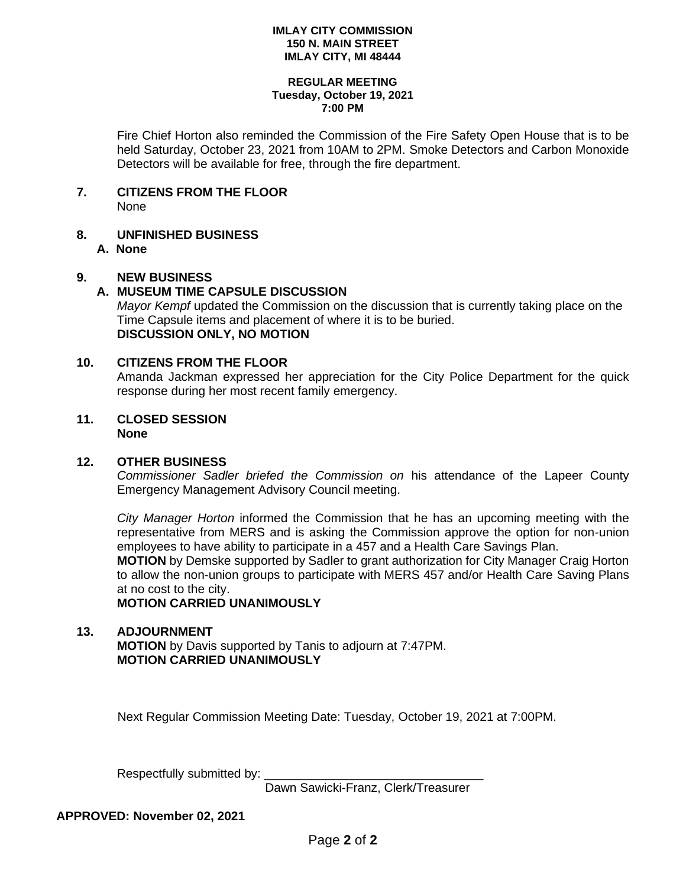**IMLAY CITY COMMISSION**
**150 N. MAIN STREET**
**IMLAY CITY, MI 48444**

**REGULAR MEETING**
**Tuesday, October 19, 2021**
**7:00 PM**

Fire Chief Horton also reminded the Commission of the Fire Safety Open House that is to be held Saturday, October 23, 2021 from 10AM to 2PM. Smoke Detectors and Carbon Monoxide Detectors will be available for free, through the fire department.

**7. CITIZENS FROM THE FLOOR**

None

**8. UNFINISHED BUSINESS**

**A. None**

**9. NEW BUSINESS**

**A. MUSEUM TIME CAPSULE DISCUSSION**

*Mayor Kempf* updated the Commission on the discussion that is currently taking place on the Time Capsule items and placement of where it is to be buried.
**DISCUSSION ONLY, NO MOTION**

**10. CITIZENS FROM THE FLOOR**

Amanda Jackman expressed her appreciation for the City Police Department for the quick response during her most recent family emergency.

**11. CLOSED SESSION**

**None**

**12. OTHER BUSINESS**

*Commissioner Sadler briefed the Commission on* his attendance of the Lapeer County Emergency Management Advisory Council meeting.

*City Manager Horton* informed the Commission that he has an upcoming meeting with the representative from MERS and is asking the Commission approve the option for non-union employees to have ability to participate in a 457 and a Health Care Savings Plan.
**MOTION** by Demske supported by Sadler to grant authorization for City Manager Craig Horton to allow the non-union groups to participate with MERS 457 and/or Health Care Saving Plans at no cost to the city.
**MOTION CARRIED UNANIMOUSLY**

**13. ADJOURNMENT**

**MOTION** by Davis supported by Tanis to adjourn at 7:47PM.
**MOTION CARRIED UNANIMOUSLY**

Next Regular Commission Meeting Date: Tuesday, October 19, 2021 at 7:00PM.

Respectfully submitted by: ________________________________
Dawn Sawicki-Franz, Clerk/Treasurer

**APPROVED: November 02, 2021**